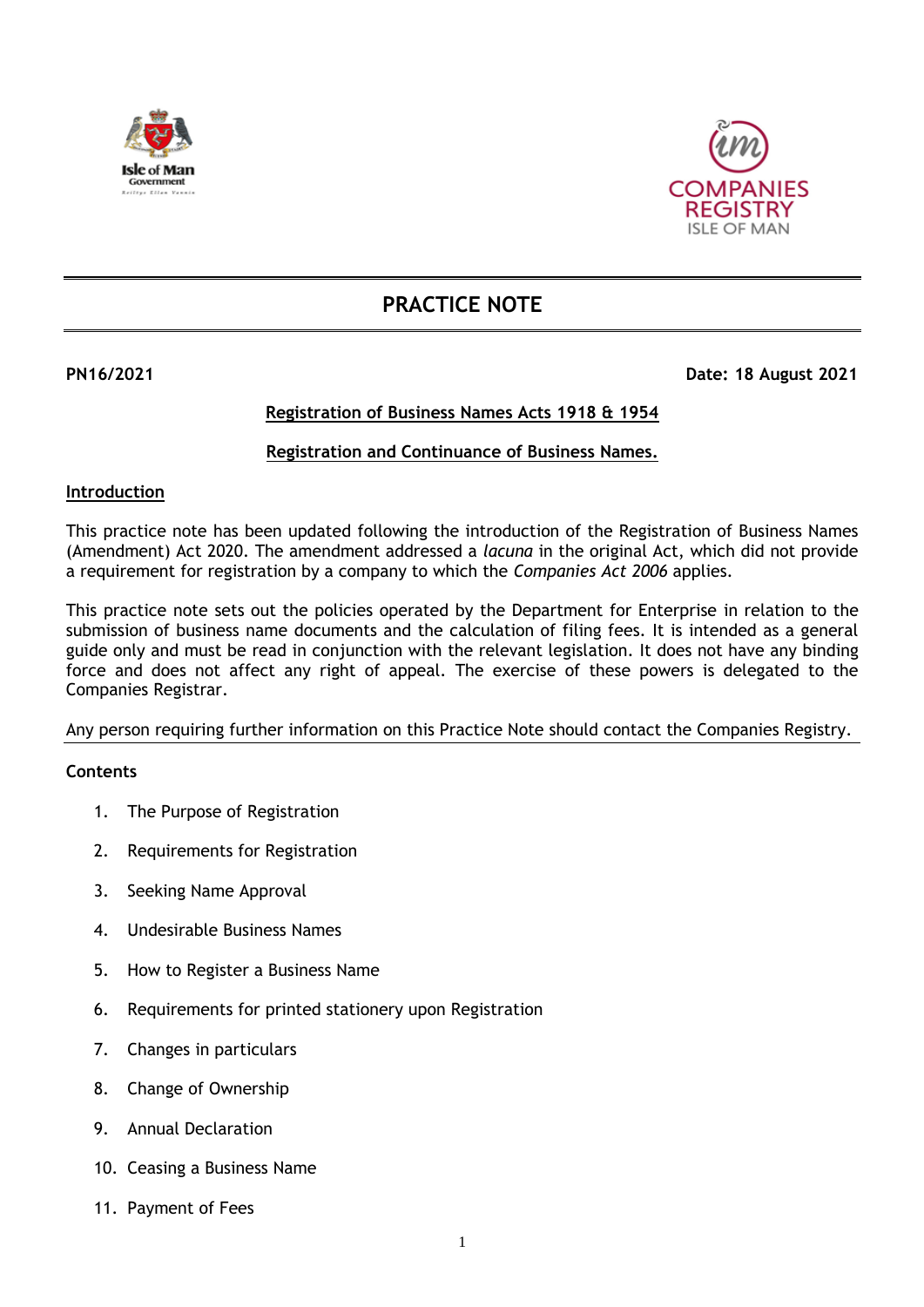# PRACTICE NOTE

**PN16/2021** **Date: 18 August 2021**

## Registration of Business Names Acts 1918 & 1954

## Registration and Continuance of Business Names.

### Introduction

This practice note has been updated following the introduction of the Registration of Business Names (Amendment) Act 2020. The amendment addressed a *lacuna* in the original Act, which did not provide a requirement for registration by a company to which the *Companies Act 2006* applies.

This practice note sets out the policies operated by the Department for Enterprise in relation to the submission of business name documents and the calculation of filing fees. It is intended as a general guide only and must be read in conjunction with the relevant legislation. It does not have any binding force and does not affect any right of appeal. The exercise of these powers is delegated to the Companies Registrar.

Any person requiring further information on this Practice Note should contact the Companies Registry.

**Contents**

1. The Purpose of Registration
2. Requirements for Registration
3. Seeking Name Approval
4. Undesirable Business Names
5. How to Register a Business Name
6. Requirements for printed stationery upon Registration
7. Changes in particulars
8. Change of Ownership
9. Annual Declaration
10. Ceasing a Business Name
11. Payment of Fees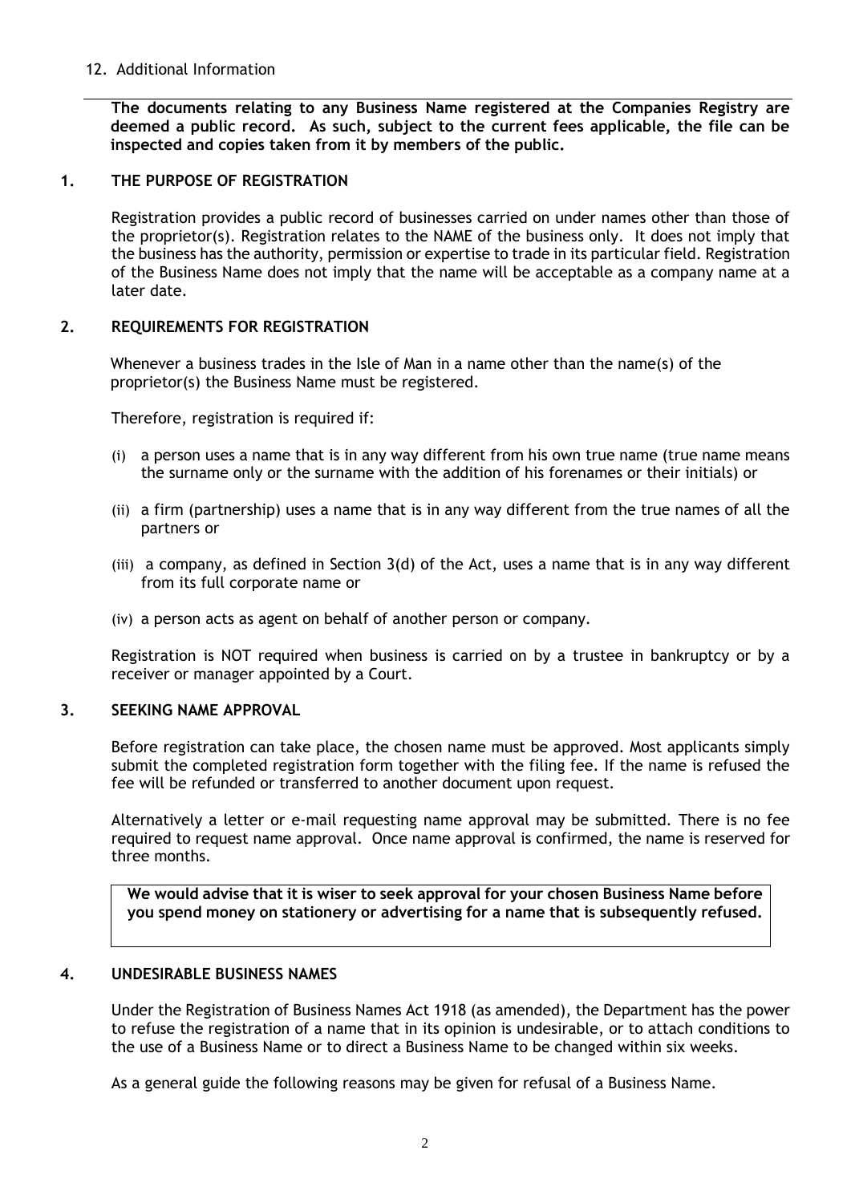12. Additional Information

**The documents relating to any Business Name registered at the Companies Registry are deemed a public record. As such, subject to the current fees applicable, the file can be inspected and copies taken from it by members of the public.**

## 1. THE PURPOSE OF REGISTRATION

Registration provides a public record of businesses carried on under names other than those of the proprietor(s). Registration relates to the NAME of the business only. It does not imply that the business has the authority, permission or expertise to trade in its particular field. Registration of the Business Name does not imply that the name will be acceptable as a company name at a later date.

## 2. REQUIREMENTS FOR REGISTRATION

Whenever a business trades in the Isle of Man in a name other than the name(s) of the proprietor(s) the Business Name must be registered.

Therefore, registration is required if:

(i) a person uses a name that is in any way different from his own true name (true name means the surname only or the surname with the addition of his forenames or their initials) or

(ii) a firm (partnership) uses a name that is in any way different from the true names of all the partners or

(iii) a company, as defined in Section 3(d) of the Act, uses a name that is in any way different from its full corporate name or

(iv) a person acts as agent on behalf of another person or company.

Registration is NOT required when business is carried on by a trustee in bankruptcy or by a receiver or manager appointed by a Court.

## 3. SEEKING NAME APPROVAL

Before registration can take place, the chosen name must be approved. Most applicants simply submit the completed registration form together with the filing fee. If the name is refused the fee will be refunded or transferred to another document upon request.

Alternatively a letter or e-mail requesting name approval may be submitted. There is no fee required to request name approval. Once name approval is confirmed, the name is reserved for three months.

**We would advise that it is wiser to seek approval for your chosen Business Name before you spend money on stationery or advertising for a name that is subsequently refused.**

## 4. UNDESIRABLE BUSINESS NAMES

Under the Registration of Business Names Act 1918 (as amended), the Department has the power to refuse the registration of a name that in its opinion is undesirable, or to attach conditions to the use of a Business Name or to direct a Business Name to be changed within six weeks.

As a general guide the following reasons may be given for refusal of a Business Name.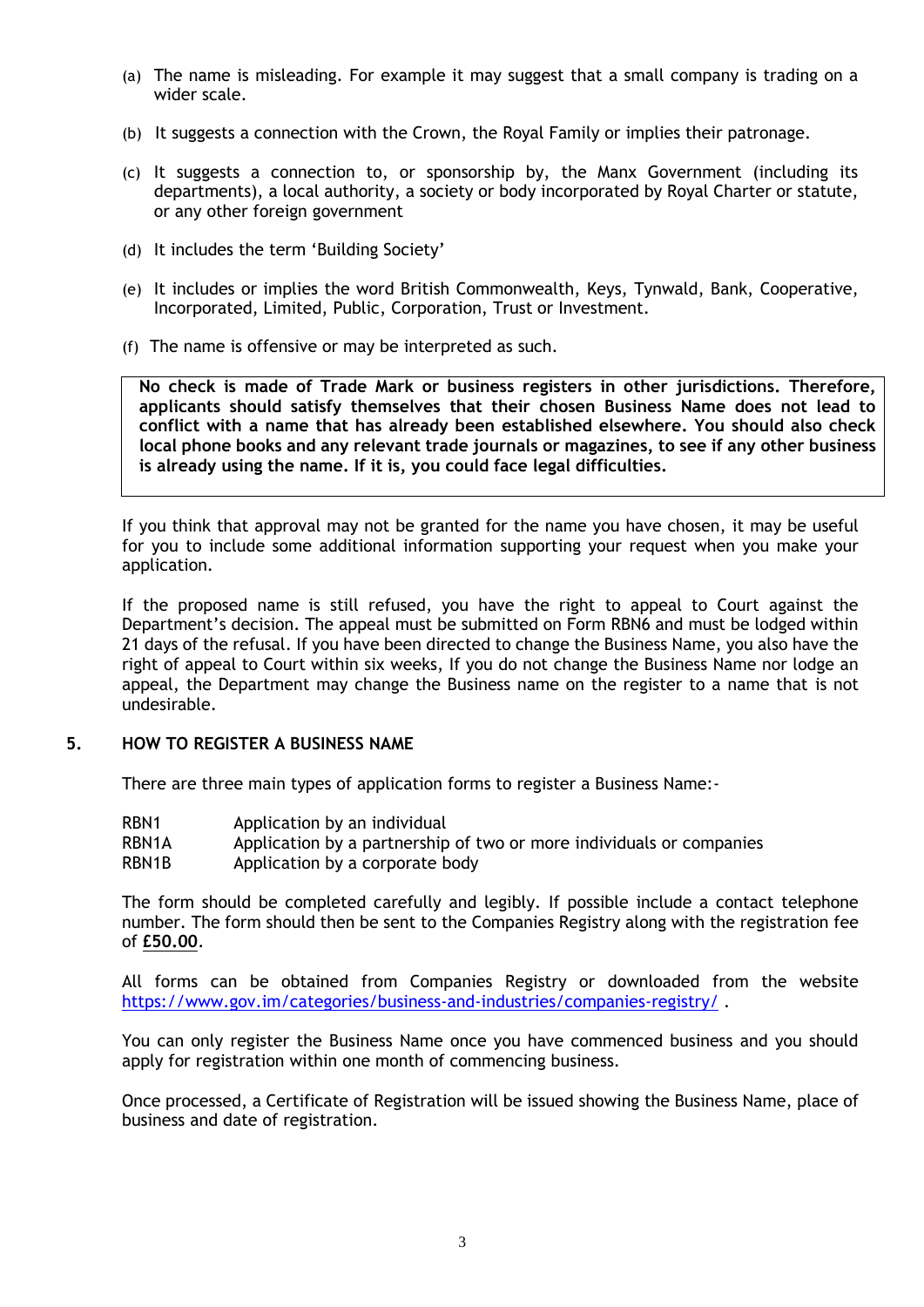(a) The name is misleading. For example it may suggest that a small company is trading on a wider scale.

(b) It suggests a connection with the Crown, the Royal Family or implies their patronage.

(c) It suggests a connection to, or sponsorship by, the Manx Government (including its departments), a local authority, a society or body incorporated by Royal Charter or statute, or any other foreign government

(d) It includes the term 'Building Society'

(e) It includes or implies the word British Commonwealth, Keys, Tynwald, Bank, Cooperative, Incorporated, Limited, Public, Corporation, Trust or Investment.

(f) The name is offensive or may be interpreted as such.

**No check is made of Trade Mark or business registers in other jurisdictions. Therefore, applicants should satisfy themselves that their chosen Business Name does not lead to conflict with a name that has already been established elsewhere. You should also check local phone books and any relevant trade journals or magazines, to see if any other business is already using the name. If it is, you could face legal difficulties.**

If you think that approval may not be granted for the name you have chosen, it may be useful for you to include some additional information supporting your request when you make your application.

If the proposed name is still refused, you have the right to appeal to Court against the Department's decision. The appeal must be submitted on Form RBN6 and must be lodged within 21 days of the refusal. If you have been directed to change the Business Name, you also have the right of appeal to Court within six weeks, If you do not change the Business Name nor lodge an appeal, the Department may change the Business name on the register to a name that is not undesirable.

## 5. HOW TO REGISTER A BUSINESS NAME

There are three main types of application forms to register a Business Name:-

| | |
|---|---|
| RBN1 | Application by an individual |
| RBN1A | Application by a partnership of two or more individuals or companies |
| RBN1B | Application by a corporate body |

The form should be completed carefully and legibly. If possible include a contact telephone number. The form should then be sent to the Companies Registry along with the registration fee of **£50.00**.

All forms can be obtained from Companies Registry or downloaded from the website https://www.gov.im/categories/business-and-industries/companies-registry/ .

You can only register the Business Name once you have commenced business and you should apply for registration within one month of commencing business.

Once processed, a Certificate of Registration will be issued showing the Business Name, place of business and date of registration.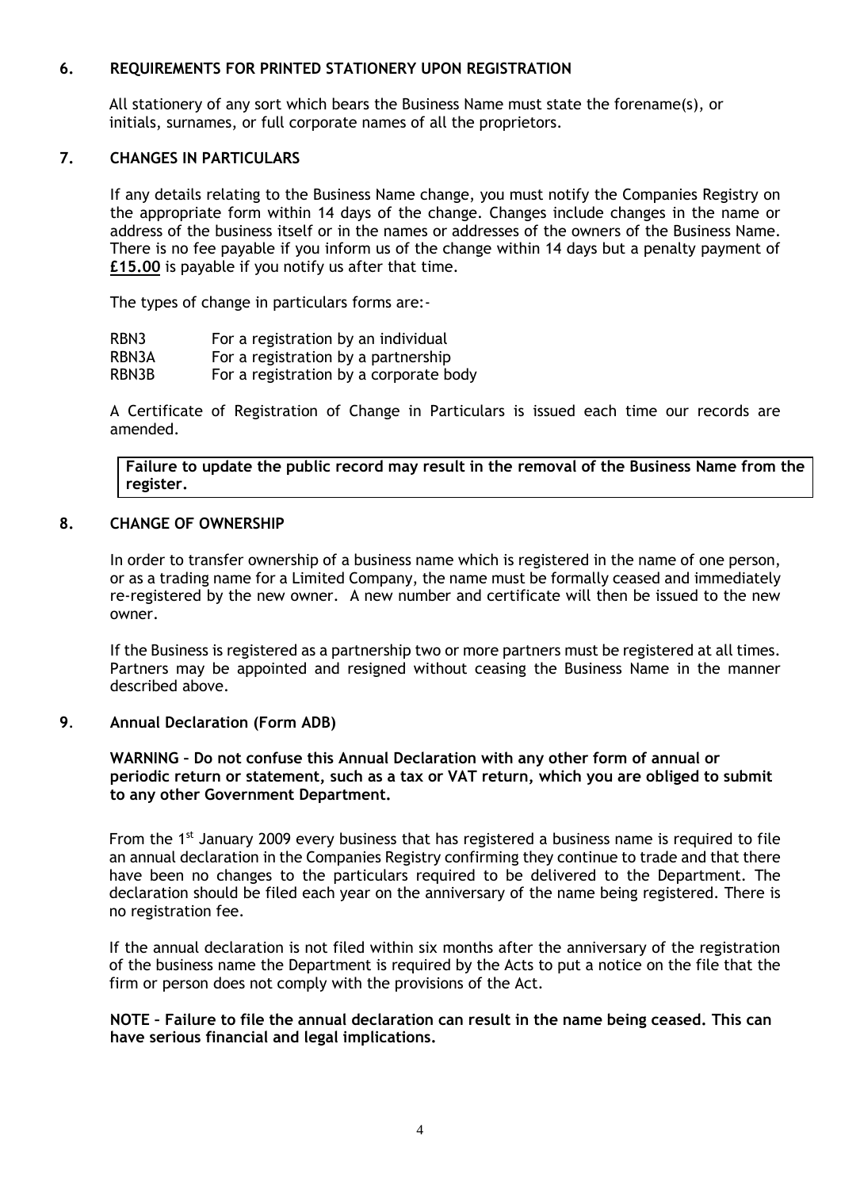## 6. REQUIREMENTS FOR PRINTED STATIONERY UPON REGISTRATION

All stationery of any sort which bears the Business Name must state the forename(s), or initials, surnames, or full corporate names of all the proprietors.

## 7. CHANGES IN PARTICULARS

If any details relating to the Business Name change, you must notify the Companies Registry on the appropriate form within 14 days of the change. Changes include changes in the name or address of the business itself or in the names or addresses of the owners of the Business Name. There is no fee payable if you inform us of the change within 14 days but a penalty payment of **£15.00** is payable if you notify us after that time.

The types of change in particulars forms are:-

| | |
|---|---|
| RBN3 | For a registration by an individual |
| RBN3A | For a registration by a partnership |
| RBN3B | For a registration by a corporate body |

A Certificate of Registration of Change in Particulars is issued each time our records are amended.

**Failure to update the public record may result in the removal of the Business Name from the register.**

## 8. CHANGE OF OWNERSHIP

In order to transfer ownership of a business name which is registered in the name of one person, or as a trading name for a Limited Company, the name must be formally ceased and immediately re-registered by the new owner. A new number and certificate will then be issued to the new owner.

If the Business is registered as a partnership two or more partners must be registered at all times. Partners may be appointed and resigned without ceasing the Business Name in the manner described above.

## 9. Annual Declaration (Form ADB)

**WARNING – Do not confuse this Annual Declaration with any other form of annual or periodic return or statement, such as a tax or VAT return, which you are obliged to submit to any other Government Department.**

From the 1st January 2009 every business that has registered a business name is required to file an annual declaration in the Companies Registry confirming they continue to trade and that there have been no changes to the particulars required to be delivered to the Department. The declaration should be filed each year on the anniversary of the name being registered. There is no registration fee.

If the annual declaration is not filed within six months after the anniversary of the registration of the business name the Department is required by the Acts to put a notice on the file that the firm or person does not comply with the provisions of the Act.

**NOTE – Failure to file the annual declaration can result in the name being ceased. This can have serious financial and legal implications.**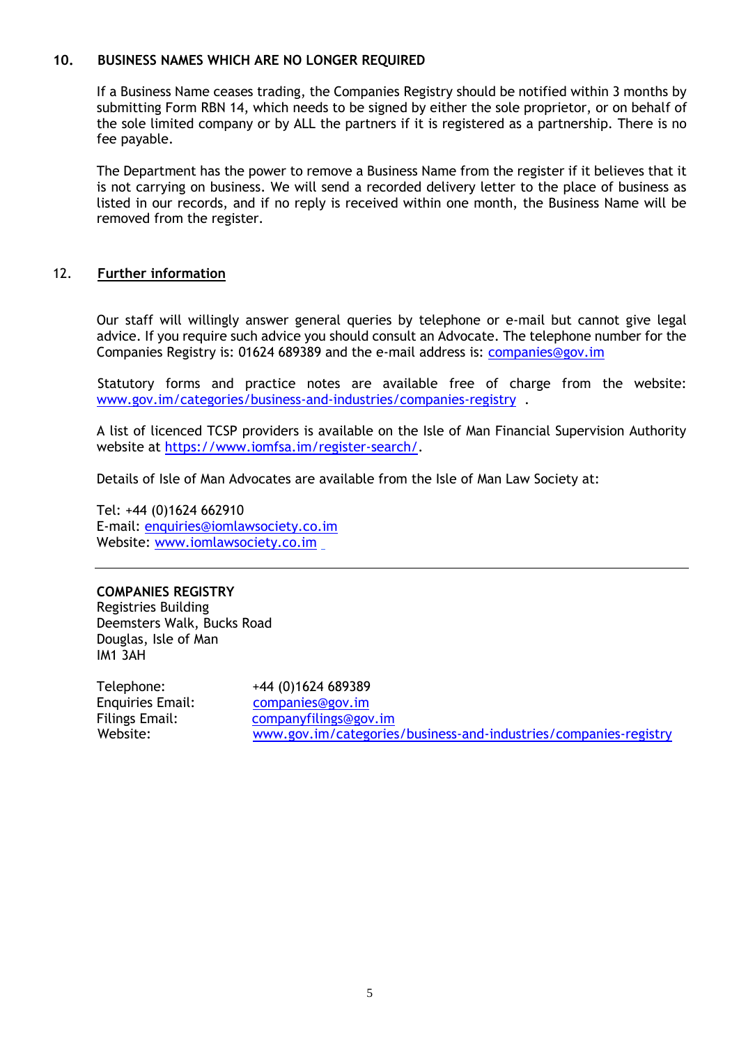## 10. BUSINESS NAMES WHICH ARE NO LONGER REQUIRED

If a Business Name ceases trading, the Companies Registry should be notified within 3 months by submitting Form RBN 14, which needs to be signed by either the sole proprietor, or on behalf of the sole limited company or by ALL the partners if it is registered as a partnership. There is no fee payable.

The Department has the power to remove a Business Name from the register if it believes that it is not carrying on business. We will send a recorded delivery letter to the place of business as listed in our records, and if no reply is received within one month, the Business Name will be removed from the register.

## 12. Further information

Our staff will willingly answer general queries by telephone or e-mail but cannot give legal advice. If you require such advice you should consult an Advocate. The telephone number for the Companies Registry is: 01624 689389 and the e-mail address is: companies@gov.im

Statutory forms and practice notes are available free of charge from the website: www.gov.im/categories/business-and-industries/companies-registry .

A list of licenced TCSP providers is available on the Isle of Man Financial Supervision Authority website at https://www.iomfsa.im/register-search/.

Details of Isle of Man Advocates are available from the Isle of Man Law Society at:

Tel: +44 (0)1624 662910
E-mail: enquiries@iomlawsociety.co.im
Website: www.iomlawsociety.co.im

---

**COMPANIES REGISTRY**
Registries Building
Deemsters Walk, Bucks Road
Douglas, Isle of Man
IM1 3AH

| | |
|---|---|
| Telephone: | +44 (0)1624 689389 |
| Enquiries Email: | companies@gov.im |
| Filings Email: | companyfilings@gov.im |
| Website: | www.gov.im/categories/business-and-industries/companies-registry |